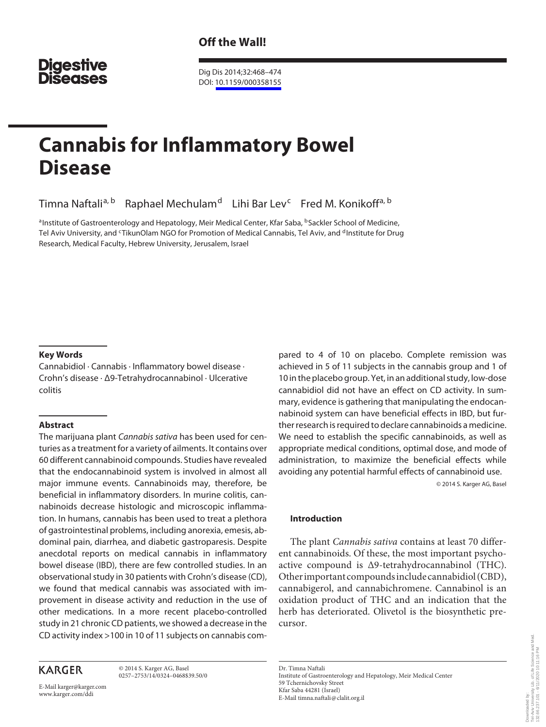Off the Wall!

Digestive Diseases

DOI: 10.1159/000358155

# Cannabis for Inflammatory Bowel Disease

Timna Naftali[a, b] Raphael Mechulam[d] Lihi Bar Lev[c] Fred M. Konikoff[a, b]

[a]Institute of Gastroenterology and Hepatology, Meir Medical Center, Kfar Saba, [b]Sackler School of Medicine, Tel Aviv University, and [c]TikunOlam NGO for Promotion of Medical Cannabis, Tel Aviv, and [d]Institute for Drug Research, Medical Faculty, Hebrew University, Jerusalem, Israel

### Key Words

Cannabidiol · Cannabis · Inflammatory bowel disease · Crohn's disease · Δ9-Tetrahydrocannabinol · Ulcerative colitis

### Abstract

The marijuana plant *Cannabis sativa* has been used for centuries as a treatment for a variety of ailments. It contains over 60 different cannabinoid compounds. Studies have revealed that the endocannabinoid system is involved in almost all major immune events. Cannabinoids may, therefore, be beneficial in inflammatory disorders. In murine colitis, cannabinoids decrease histologic and microscopic inflammation. In humans, cannabis has been used to treat a plethora of gastrointestinal problems, including anorexia, emesis, abdominal pain, diarrhea, and diabetic gastroparesis. Despite anecdotal reports on medical cannabis in inflammatory bowel disease (IBD), there are few controlled studies. In an observational study in 30 patients with Crohn's disease (CD), we found that medical cannabis was associated with improvement in disease activity and reduction in the use of other medications. In a more recent placebo-controlled study in 21 chronic CD patients, we showed a decrease in the CD activity index >100 in 10 of 11 subjects on cannabis compared to 4 of 10 on placebo. Complete remission was achieved in 5 of 11 subjects in the cannabis group and 1 of 10 in the placebo group. Yet, in an additional study, low-dose cannabidiol did not have an effect on CD activity. In summary, evidence is gathering that manipulating the endocannabinoid system can have beneficial effects in IBD, but further research is required to declare cannabinoids a medicine. We need to establish the specific cannabinoids, as well as appropriate medical conditions, optimal dose, and mode of administration, to maximize the beneficial effects while avoiding any potential harmful effects of cannabinoid use.

© 2014 S. Karger AG, Basel

### Introduction

The plant *Cannabis sativa* contains at least 70 different cannabinoids. Of these, the most important psychoactive compound is Δ9-tetrahydrocannabinol (THC). Other important compounds include cannabidiol (CBD), cannabigerol, and cannabichromene. Cannabinol is an oxidation product of THC and an indication that the herb has deteriorated. Olivetol is the biosynthetic precursor.

KARGER

© 2014 S. Karger AG, Basel
0257–2753/14/0324–0468$39.50/0

E-Mail karger@karger.com
www.karger.com/ddi

Dr. Timna Naftali
Institute of Gastroenterology and Hepatology, Meir Medical Center
59 Tchernichovsky Street
Kfar Saba 44281 (Israel)
E-Mail timna.naftali@clalit.org.il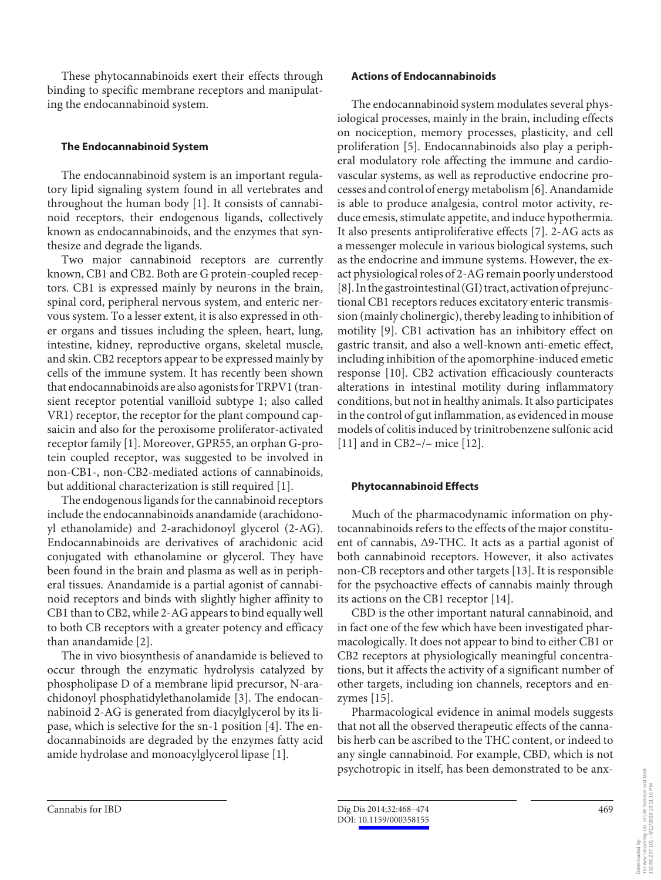These phytocannabinoids exert their effects through binding to specific membrane receptors and manipulating the endocannabinoid system.

### The Endocannabinoid System

The endocannabinoid system is an important regulatory lipid signaling system found in all vertebrates and throughout the human body [1]. It consists of cannabinoid receptors, their endogenous ligands, collectively known as endocannabinoids, and the enzymes that synthesize and degrade the ligands.

Two major cannabinoid receptors are currently known, CB1 and CB2. Both are G protein-coupled receptors. CB1 is expressed mainly by neurons in the brain, spinal cord, peripheral nervous system, and enteric nervous system. To a lesser extent, it is also expressed in other organs and tissues including the spleen, heart, lung, intestine, kidney, reproductive organs, skeletal muscle, and skin. CB2 receptors appear to be expressed mainly by cells of the immune system. It has recently been shown that endocannabinoids are also agonists for TRPV1 (transient receptor potential vanilloid subtype 1; also called VR1) receptor, the receptor for the plant compound capsaicin and also for the peroxisome proliferator-activated receptor family [1]. Moreover, GPR55, an orphan G-protein coupled receptor, was suggested to be involved in non-CB1-, non-CB2-mediated actions of cannabinoids, but additional characterization is still required [1].

The endogenous ligands for the cannabinoid receptors include the endocannabinoids anandamide (arachidonoyl ethanolamide) and 2-arachidonoyl glycerol (2-AG). Endocannabinoids are derivatives of arachidonic acid conjugated with ethanolamine or glycerol. They have been found in the brain and plasma as well as in peripheral tissues. Anandamide is a partial agonist of cannabinoid receptors and binds with slightly higher affinity to CB1 than to CB2, while 2-AG appears to bind equally well to both CB receptors with a greater potency and efficacy than anandamide [2].

The in vivo biosynthesis of anandamide is believed to occur through the enzymatic hydrolysis catalyzed by phospholipase D of a membrane lipid precursor, N-arachidonoyl phosphatidylethanolamide [3]. The endocannabinoid 2-AG is generated from diacylglycerol by its lipase, which is selective for the sn-1 position [4]. The endocannabinoids are degraded by the enzymes fatty acid amide hydrolase and monoacylglycerol lipase [1].

### Actions of Endocannabinoids

The endocannabinoid system modulates several physiological processes, mainly in the brain, including effects on nociception, memory processes, plasticity, and cell proliferation [5]. Endocannabinoids also play a peripheral modulatory role affecting the immune and cardiovascular systems, as well as reproductive endocrine processes and control of energy metabolism [6]. Anandamide is able to produce analgesia, control motor activity, reduce emesis, stimulate appetite, and induce hypothermia. It also presents antiproliferative effects [7]. 2-AG acts as a messenger molecule in various biological systems, such as the endocrine and immune systems. However, the exact physiological roles of 2-AG remain poorly understood [8]. In the gastrointestinal (GI) tract, activation of prejunctional CB1 receptors reduces excitatory enteric transmission (mainly cholinergic), thereby leading to inhibition of motility [9]. CB1 activation has an inhibitory effect on gastric transit, and also a well-known anti-emetic effect, including inhibition of the apomorphine-induced emetic response [10]. CB2 activation efficaciously counteracts alterations in intestinal motility during inflammatory conditions, but not in healthy animals. It also participates in the control of gut inflammation, as evidenced in mouse models of colitis induced by trinitrobenzene sulfonic acid [11] and in CB2–/– mice [12].

### Phytocannabinoid Effects

Much of the pharmacodynamic information on phytocannabinoids refers to the effects of the major constituent of cannabis, Δ9-THC. It acts as a partial agonist of both cannabinoid receptors. However, it also activates non-CB receptors and other targets [13]. It is responsible for the psychoactive effects of cannabis mainly through its actions on the CB1 receptor [14].

CBD is the other important natural cannabinoid, and in fact one of the few which have been investigated pharmacologically. It does not appear to bind to either CB1 or CB2 receptors at physiologically meaningful concentrations, but it affects the activity of a significant number of other targets, including ion channels, receptors and enzymes [15].

Pharmacological evidence in animal models suggests that not all the observed therapeutic effects of the cannabis herb can be ascribed to the THC content, or indeed to any single cannabinoid. For example, CBD, which is not psychotropic in itself, has been demonstrated to be anx-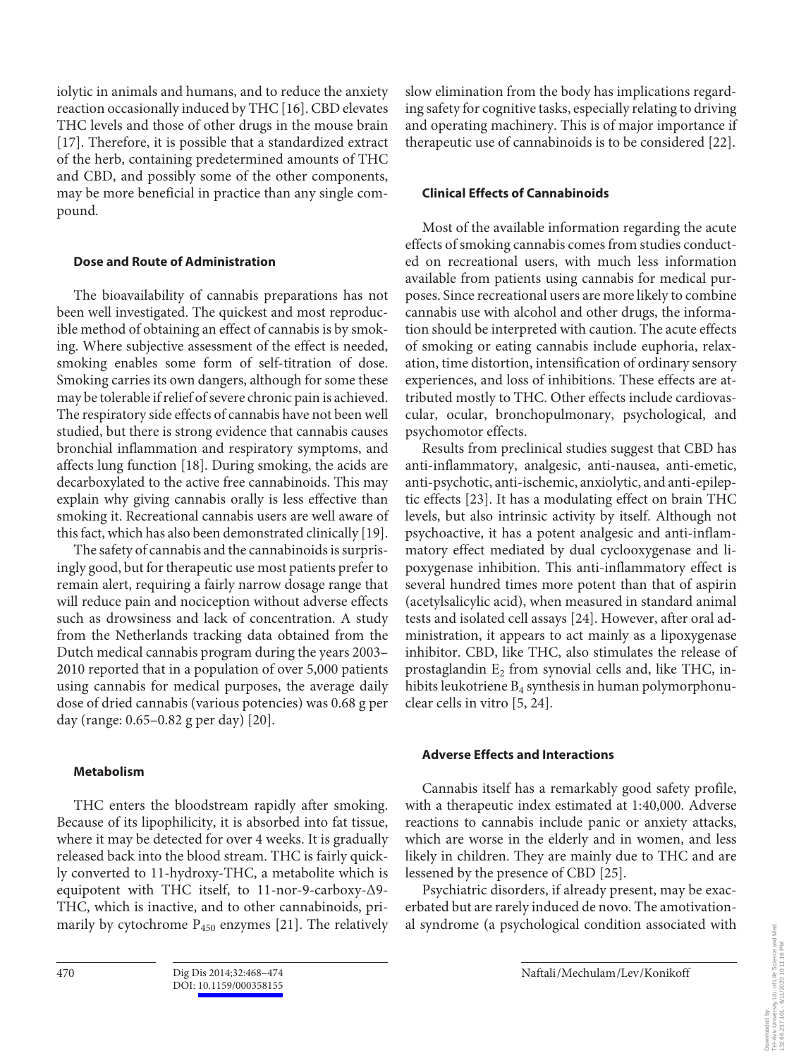iolytic in animals and humans, and to reduce the anxiety reaction occasionally induced by THC [16]. CBD elevates THC levels and those of other drugs in the mouse brain [17]. Therefore, it is possible that a standardized extract of the herb, containing predetermined amounts of THC and CBD, and possibly some of the other components, may be more beneficial in practice than any single compound.

### Dose and Route of Administration

The bioavailability of cannabis preparations has not been well investigated. The quickest and most reproducible method of obtaining an effect of cannabis is by smoking. Where subjective assessment of the effect is needed, smoking enables some form of self-titration of dose. Smoking carries its own dangers, although for some these may be tolerable if relief of severe chronic pain is achieved. The respiratory side effects of cannabis have not been well studied, but there is strong evidence that cannabis causes bronchial inflammation and respiratory symptoms, and affects lung function [18]. During smoking, the acids are decarboxylated to the active free cannabinoids. This may explain why giving cannabis orally is less effective than smoking it. Recreational cannabis users are well aware of this fact, which has also been demonstrated clinically [19].

The safety of cannabis and the cannabinoids is surprisingly good, but for therapeutic use most patients prefer to remain alert, requiring a fairly narrow dosage range that will reduce pain and nociception without adverse effects such as drowsiness and lack of concentration. A study from the Netherlands tracking data obtained from the Dutch medical cannabis program during the years 2003–2010 reported that in a population of over 5,000 patients using cannabis for medical purposes, the average daily dose of dried cannabis (various potencies) was 0.68 g per day (range: 0.65–0.82 g per day) [20].

### Metabolism

THC enters the bloodstream rapidly after smoking. Because of its lipophilicity, it is absorbed into fat tissue, where it may be detected for over 4 weeks. It is gradually released back into the blood stream. THC is fairly quickly converted to 11-hydroxy-THC, a metabolite which is equipotent with THC itself, to 11-nor-9-carboxy-Δ9-THC, which is inactive, and to other cannabinoids, primarily by cytochrome $P_{450}$ enzymes [21]. The relatively slow elimination from the body has implications regarding safety for cognitive tasks, especially relating to driving and operating machinery. This is of major importance if therapeutic use of cannabinoids is to be considered [22].

### Clinical Effects of Cannabinoids

Most of the available information regarding the acute effects of smoking cannabis comes from studies conducted on recreational users, with much less information available from patients using cannabis for medical purposes. Since recreational users are more likely to combine cannabis use with alcohol and other drugs, the information should be interpreted with caution. The acute effects of smoking or eating cannabis include euphoria, relaxation, time distortion, intensification of ordinary sensory experiences, and loss of inhibitions. These effects are attributed mostly to THC. Other effects include cardiovascular, ocular, bronchopulmonary, psychological, and psychomotor effects.

Results from preclinical studies suggest that CBD has anti-inflammatory, analgesic, anti-nausea, anti-emetic, anti-psychotic, anti-ischemic, anxiolytic, and anti-epileptic effects [23]. It has a modulating effect on brain THC levels, but also intrinsic activity by itself. Although not psychoactive, it has a potent analgesic and anti-inflammatory effect mediated by dual cyclooxygenase and lipoxygenase inhibition. This anti-inflammatory effect is several hundred times more potent than that of aspirin (acetylsalicylic acid), when measured in standard animal tests and isolated cell assays [24]. However, after oral administration, it appears to act mainly as a lipoxygenase inhibitor. CBD, like THC, also stimulates the release of prostaglandin $E_2$ from synovial cells and, like THC, inhibits leukotriene $B_4$ synthesis in human polymorphonuclear cells in vitro [5, 24].

### Adverse Effects and Interactions

Cannabis itself has a remarkably good safety profile, with a therapeutic index estimated at 1:40,000. Adverse reactions to cannabis include panic or anxiety attacks, which are worse in the elderly and in women, and less likely in children. They are mainly due to THC and are lessened by the presence of CBD [25].

Psychiatric disorders, if already present, may be exacerbated but are rarely induced de novo. The amotivational syndrome (a psychological condition associated with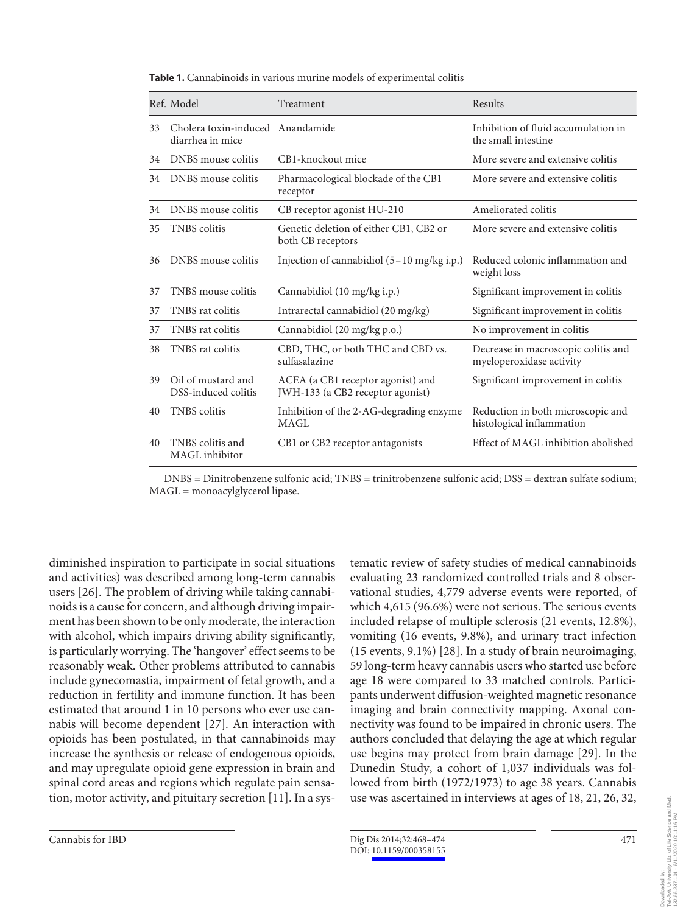**Table 1.** Cannabinoids in various murine models of experimental colitis

| Ref. | Model | Treatment | Results |
|---|---|---|---|
| 33 | Cholera toxin-induced diarrhea in mice | Anandamide | Inhibition of fluid accumulation in the small intestine |
| 34 | DNBS mouse colitis | CB1-knockout mice | More severe and extensive colitis |
| 34 | DNBS mouse colitis | Pharmacological blockade of the CB1 receptor | More severe and extensive colitis |
| 34 | DNBS mouse colitis | CB receptor agonist HU-210 | Ameliorated colitis |
| 35 | TNBS colitis | Genetic deletion of either CB1, CB2 or both CB receptors | More severe and extensive colitis |
| 36 | DNBS mouse colitis | Injection of cannabidiol (5–10 mg/kg i.p.) | Reduced colonic inflammation and weight loss |
| 37 | TNBS mouse colitis | Cannabidiol (10 mg/kg i.p.) | Significant improvement in colitis |
| 37 | TNBS rat colitis | Intrarectal cannabidiol (20 mg/kg) | Significant improvement in colitis |
| 37 | TNBS rat colitis | Cannabidiol (20 mg/kg p.o.) | No improvement in colitis |
| 38 | TNBS rat colitis | CBD, THC, or both THC and CBD vs. sulfasalazine | Decrease in macroscopic colitis and myeloperoxidase activity |
| 39 | Oil of mustard and DSS-induced colitis | ACEA (a CB1 receptor agonist) and JWH-133 (a CB2 receptor agonist) | Significant improvement in colitis |
| 40 | TNBS colitis | Inhibition of the 2-AG-degrading enzyme MAGL | Reduction in both microscopic and histological inflammation |
| 40 | TNBS colitis and MAGL inhibitor | CB1 or CB2 receptor antagonists | Effect of MAGL inhibition abolished |

DNBS = Dinitrobenzene sulfonic acid; TNBS = trinitrobenzene sulfonic acid; DSS = dextran sulfate sodium; MAGL = monoacylglycerol lipase.

diminished inspiration to participate in social situations and activities) was described among long-term cannabis users [26]. The problem of driving while taking cannabinoids is a cause for concern, and although driving impairment has been shown to be only moderate, the interaction with alcohol, which impairs driving ability significantly, is particularly worrying. The 'hangover' effect seems to be reasonably weak. Other problems attributed to cannabis include gynecomastia, impairment of fetal growth, and a reduction in fertility and immune function. It has been estimated that around 1 in 10 persons who ever use cannabis will become dependent [27]. An interaction with opioids has been postulated, in that cannabinoids may increase the synthesis or release of endogenous opioids, and may upregulate opioid gene expression in brain and spinal cord areas and regions which regulate pain sensation, motor activity, and pituitary secretion [11]. In a systematic review of safety studies of medical cannabinoids evaluating 23 randomized controlled trials and 8 observational studies, 4,779 adverse events were reported, of which 4,615 (96.6%) were not serious. The serious events included relapse of multiple sclerosis (21 events, 12.8%), vomiting (16 events, 9.8%), and urinary tract infection (15 events, 9.1%) [28]. In a study of brain neuroimaging, 59 long-term heavy cannabis users who started use before age 18 were compared to 33 matched controls. Participants underwent diffusion-weighted magnetic resonance imaging and brain connectivity mapping. Axonal connectivity was found to be impaired in chronic users. The authors concluded that delaying the age at which regular use begins may protect from brain damage [29]. In the Dunedin Study, a cohort of 1,037 individuals was followed from birth (1972/1973) to age 38 years. Cannabis use was ascertained in interviews at ages of 18, 21, 26, 32,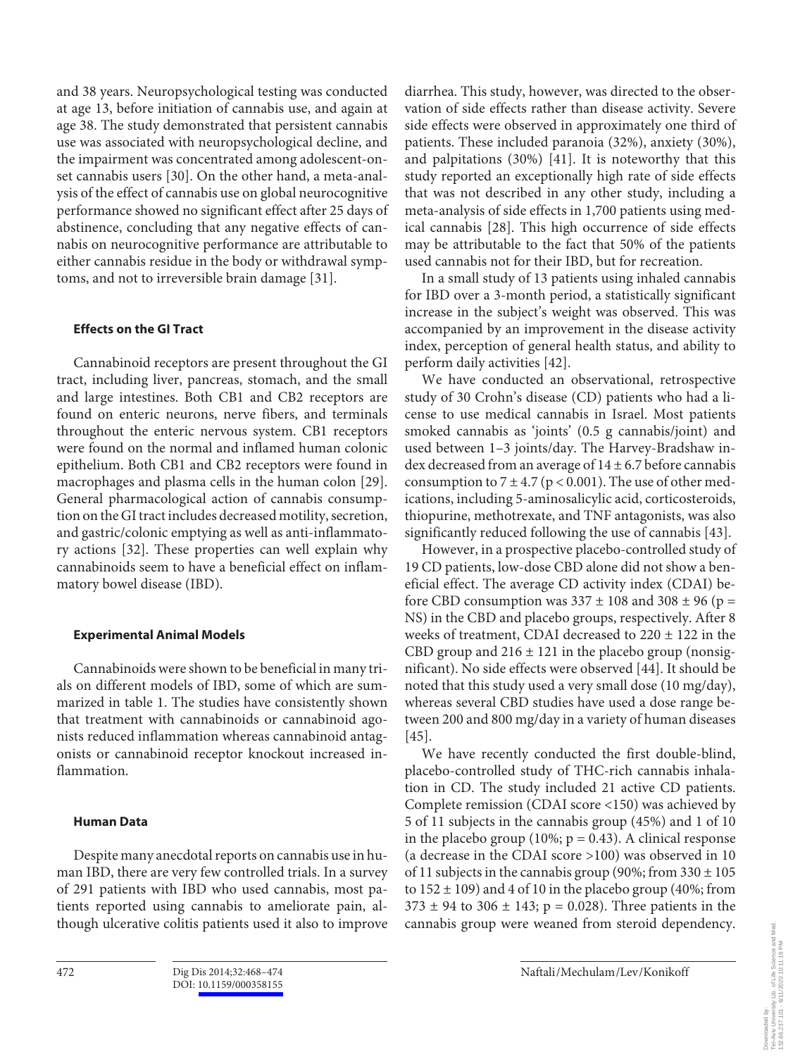and 38 years. Neuropsychological testing was conducted at age 13, before initiation of cannabis use, and again at age 38. The study demonstrated that persistent cannabis use was associated with neuropsychological decline, and the impairment was concentrated among adolescent-onset cannabis users [30]. On the other hand, a meta-analysis of the effect of cannabis use on global neurocognitive performance showed no significant effect after 25 days of abstinence, concluding that any negative effects of cannabis on neurocognitive performance are attributable to either cannabis residue in the body or withdrawal symptoms, and not to irreversible brain damage [31].

### Effects on the GI Tract

Cannabinoid receptors are present throughout the GI tract, including liver, pancreas, stomach, and the small and large intestines. Both CB1 and CB2 receptors are found on enteric neurons, nerve fibers, and terminals throughout the enteric nervous system. CB1 receptors were found on the normal and inflamed human colonic epithelium. Both CB1 and CB2 receptors were found in macrophages and plasma cells in the human colon [29]. General pharmacological action of cannabis consumption on the GI tract includes decreased motility, secretion, and gastric/colonic emptying as well as anti-inflammatory actions [32]. These properties can well explain why cannabinoids seem to have a beneficial effect on inflammatory bowel disease (IBD).

### Experimental Animal Models

Cannabinoids were shown to be beneficial in many trials on different models of IBD, some of which are summarized in table 1. The studies have consistently shown that treatment with cannabinoids or cannabinoid agonists reduced inflammation whereas cannabinoid antagonists or cannabinoid receptor knockout increased inflammation.

### Human Data

Despite many anecdotal reports on cannabis use in human IBD, there are very few controlled trials. In a survey of 291 patients with IBD who used cannabis, most patients reported using cannabis to ameliorate pain, although ulcerative colitis patients used it also to improve diarrhea. This study, however, was directed to the observation of side effects rather than disease activity. Severe side effects were observed in approximately one third of patients. These included paranoia (32%), anxiety (30%), and palpitations (30%) [41]. It is noteworthy that this study reported an exceptionally high rate of side effects that was not described in any other study, including a meta-analysis of side effects in 1,700 patients using medical cannabis [28]. This high occurrence of side effects may be attributable to the fact that 50% of the patients used cannabis not for their IBD, but for recreation.

In a small study of 13 patients using inhaled cannabis for IBD over a 3-month period, a statistically significant increase in the subject's weight was observed. This was accompanied by an improvement in the disease activity index, perception of general health status, and ability to perform daily activities [42].

We have conducted an observational, retrospective study of 30 Crohn's disease (CD) patients who had a license to use medical cannabis in Israel. Most patients smoked cannabis as 'joints' (0.5 g cannabis/joint) and used between 1–3 joints/day. The Harvey-Bradshaw index decreased from an average of $14 \pm 6.7$ before cannabis consumption to $7 \pm 4.7$ ($p < 0.001$). The use of other medications, including 5-aminosalicylic acid, corticosteroids, thiopurine, methotrexate, and TNF antagonists, was also significantly reduced following the use of cannabis [43].

However, in a prospective placebo-controlled study of 19 CD patients, low-dose CBD alone did not show a beneficial effect. The average CD activity index (CDAI) before CBD consumption was $337 \pm 108$ and $308 \pm 96$ (p = NS) in the CBD and placebo groups, respectively. After 8 weeks of treatment, CDAI decreased to $220 \pm 122$ in the CBD group and $216 \pm 121$ in the placebo group (nonsignificant). No side effects were observed [44]. It should be noted that this study used a very small dose (10 mg/day), whereas several CBD studies have used a dose range between 200 and 800 mg/day in a variety of human diseases [45].

We have recently conducted the first double-blind, placebo-controlled study of THC-rich cannabis inhalation in CD. The study included 21 active CD patients. Complete remission (CDAI score <150) was achieved by 5 of 11 subjects in the cannabis group (45%) and 1 of 10 in the placebo group (10%; $p = 0.43$). A clinical response (a decrease in the CDAI score >100) was observed in 10 of 11 subjects in the cannabis group (90%; from $330 \pm 105$ to $152 \pm 109$) and 4 of 10 in the placebo group (40%; from $373 \pm 94$ to $306 \pm 143$; $p = 0.028$). Three patients in the cannabis group were weaned from steroid dependency.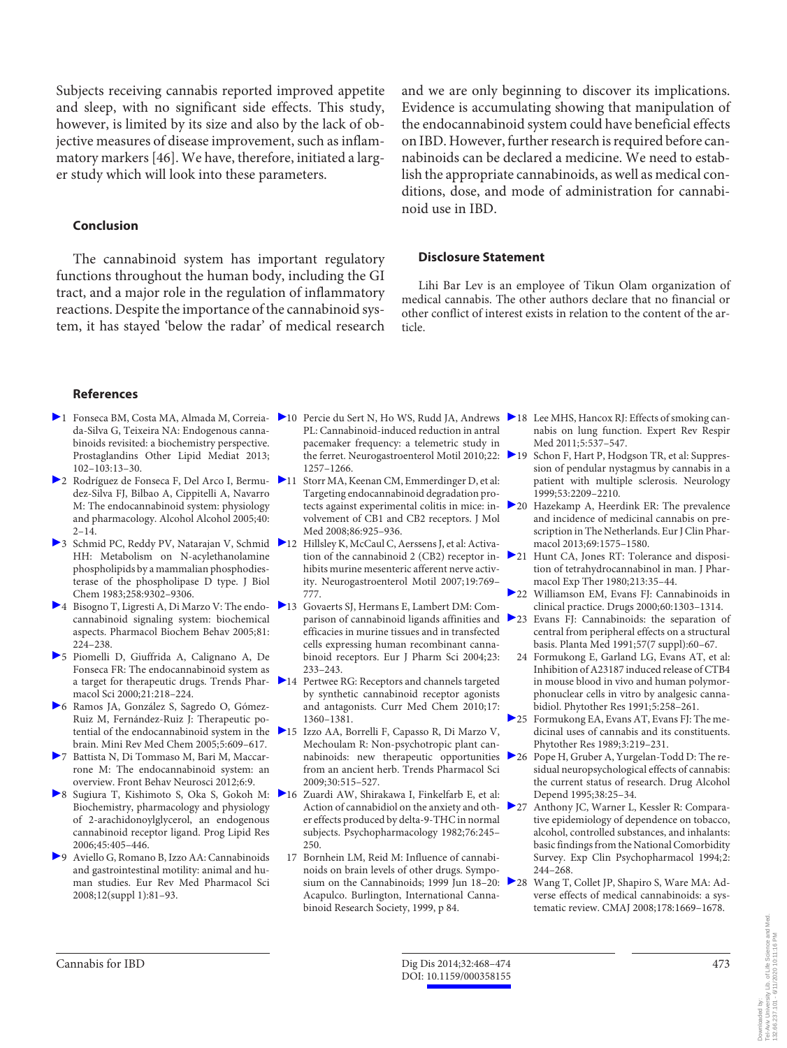Subjects receiving cannabis reported improved appetite and sleep, with no significant side effects. This study, however, is limited by its size and also by the lack of objective measures of disease improvement, such as inflammatory markers [46]. We have, therefore, initiated a larger study which will look into these parameters.

## Conclusion

The cannabinoid system has important regulatory functions throughout the human body, including the GI tract, and a major role in the regulation of inflammatory reactions. Despite the importance of the cannabinoid system, it has stayed 'below the radar' of medical research and we are only beginning to discover its implications. Evidence is accumulating showing that manipulation of the endocannabinoid system could have beneficial effects on IBD. However, further research is required before cannabinoids can be declared a medicine. We need to establish the appropriate cannabinoids, as well as medical conditions, dose, and mode of administration for cannabinoid use in IBD.

## Disclosure Statement

Lihi Bar Lev is an employee of Tikun Olam organization of medical cannabis. The other authors declare that no financial or other conflict of interest exists in relation to the content of the article.

## References

1. Fonseca BM, Costa MA, Almada M, Correia-da-Silva G, Teixeira NA: Endogenous cannabinoids revisited: a biochemistry perspective. Prostaglandins Other Lipid Mediat 2013; 102–103:13–30.
2. Rodríguez de Fonseca F, Del Arco I, Bermudez-Silva FJ, Bilbao A, Cippitelli A, Navarro M: The endocannabinoid system: physiology and pharmacology. Alcohol Alcohol 2005;40: 2–14.
3. Schmid PC, Reddy PV, Natarajan V, Schmid HH: Metabolism on N-acylethanolamine phospholipids by a mammalian phosphodiesterase of the phospholipase D type. J Biol Chem 1983;258:9302–9306.
4. Bisogno T, Ligresti A, Di Marzo V: The endocannabinoid signaling system: biochemical aspects. Pharmacol Biochem Behav 2005;81: 224–238.
5. Piomelli D, Giuffrida A, Calignano A, De Fonseca FR: The endocannabinoid system as a target for therapeutic drugs. Trends Pharmacol Sci 2000;21:218–224.
6. Ramos JA, González S, Sagredo O, Gómez-Ruiz M, Fernández-Ruiz J: Therapeutic potential of the endocannabinoid system in the brain. Mini Rev Med Chem 2005;5:609–617.
7. Battista N, Di Tommaso M, Bari M, Maccarrone M: The endocannabinoid system: an overview. Front Behav Neurosci 2012;6:9.
8. Sugiura T, Kishimoto S, Oka S, Gokoh M: Biochemistry, pharmacology and physiology of 2-arachidonoylglycerol, an endogenous cannabinoid receptor ligand. Prog Lipid Res 2006;45:405–446.
9. Aviello G, Romano B, Izzo AA: Cannabinoids and gastrointestinal motility: animal and human studies. Eur Rev Med Pharmacol Sci 2008;12(suppl 1):81–93.
10. Percie du Sert N, Ho WS, Rudd JA, Andrews PL: Cannabinoid-induced reduction in antral pacemaker frequency: a telemetric study in the ferret. Neurogastroenterol Motil 2010;22: 1257–1266.
11. Storr MA, Keenan CM, Emmerdinger D, et al: Targeting endocannabinoid degradation protects against experimental colitis in mice: involvement of CB1 and CB2 receptors. J Mol Med 2008;86:925–936.
12. Hillsley K, McCaul C, Aerssens J, et al: Activation of the cannabinoid 2 (CB2) receptor inhibits murine mesenteric afferent nerve activity. Neurogastroenterol Motil 2007;19:769–777.
13. Govaerts SJ, Hermans E, Lambert DM: Comparison of cannabinoid ligands affinities and efficacies in murine tissues and in transfected cells expressing human recombinant cannabinoid receptors. Eur J Pharm Sci 2004;23: 233–243.
14. Pertwee RG: Receptors and channels targeted by synthetic cannabinoid receptor agonists and antagonists. Curr Med Chem 2010;17: 1360–1381.
15. Izzo AA, Borrelli F, Capasso R, Di Marzo V, Mechoulam R: Non-psychotropic plant cannabinoids: new therapeutic opportunities from an ancient herb. Trends Pharmacol Sci 2009;30:515–527.
16. Zuardi AW, Shirakawa I, Finkelfarb E, et al: Action of cannabidiol on the anxiety and other effects produced by delta-9-THC in normal subjects. Psychopharmacology 1982;76:245–250.
17. Bornhein LM, Reid M: Influence of cannabinoids on brain levels of other drugs. Symposium on the Cannabinoids; 1999 Jun 18–20: Acapulco. Burlington, International Cannabinoid Research Society, 1999, p 84.
18. Lee MHS, Hancox RJ: Effects of smoking cannabis on lung function. Expert Rev Respir Med 2011;5:537–547.
19. Schon F, Hart P, Hodgson TR, et al: Suppression of pendular nystagmus by cannabis in a patient with multiple sclerosis. Neurology 1999;53:2209–2210.
20. Hazekamp A, Heerdink ER: The prevalence and incidence of medicinal cannabis on prescription in The Netherlands. Eur J Clin Pharmacol 2013;69:1575–1580.
21. Hunt CA, Jones RT: Tolerance and disposition of tetrahydrocannabinol in man. J Pharmacol Exp Ther 1980;213:35–44.
22. Williamson EM, Evans FJ: Cannabinoids in clinical practice. Drugs 2000;60:1303–1314.
23. Evans FJ: Cannabinoids: the separation of central from peripheral effects on a structural basis. Planta Med 1991;57(7 suppl):60–67.
24. Formukong E, Garland LG, Evans AT, et al: Inhibition of A23187 induced release of CTB4 in mouse blood in vivo and human polymorphonuclear cells in vitro by analgesic cannabidiol. Phytother Res 1991;5:258–261.
25. Formukong EA, Evans AT, Evans FJ: The medicinal uses of cannabis and its constituents. Phytother Res 1989;3:219–231.
26. Pope H, Gruber A, Yurgelan-Todd D: The residual neuropsychological effects of cannabis: the current status of research. Drug Alcohol Depend 1995;38:25–34.
27. Anthony JC, Warner L, Kessler R: Comparative epidemiology of dependence on tobacco, alcohol, controlled substances, and inhalants: basic findings from the National Comorbidity Survey. Exp Clin Psychopharmacol 1994;2: 244–268.
28. Wang T, Collet JP, Shapiro S, Ware MA: Adverse effects of medical cannabinoids: a systematic review. CMAJ 2008;178:1669–1678.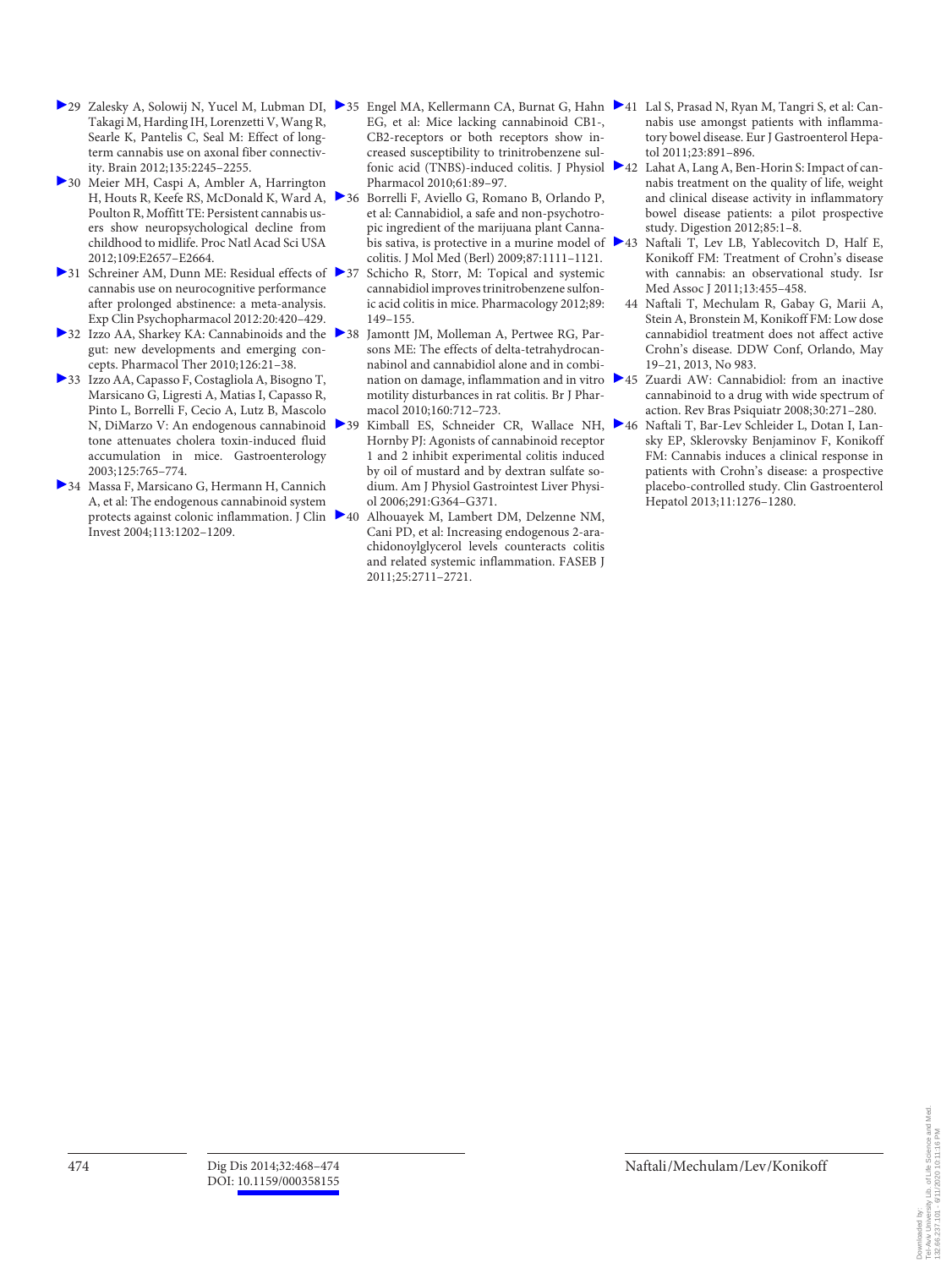29 Zalesky A, Solowij N, Yucel M, Lubman DI, Takagi M, Harding IH, Lorenzetti V, Wang R, Searle K, Pantelis C, Seal M: Effect of long-term cannabis use on axonal fiber connectivity. Brain 2012;135:2245–2255.

30 Meier MH, Caspi A, Ambler A, Harrington H, Houts R, Keefe RS, McDonald K, Ward A, Poulton R, Moffitt TE: Persistent cannabis users show neuropsychological decline from childhood to midlife. Proc Natl Acad Sci USA 2012;109:E2657–E2664.

31 Schreiner AM, Dunn ME: Residual effects of cannabis use on neurocognitive performance after prolonged abstinence: a meta-analysis. Exp Clin Psychopharmacol 2012:20:420–429.

32 Izzo AA, Sharkey KA: Cannabinoids and the gut: new developments and emerging concepts. Pharmacol Ther 2010;126:21–38.

33 Izzo AA, Capasso F, Costagliola A, Bisogno T, Marsicano G, Ligresti A, Matias I, Capasso R, Pinto L, Borrelli F, Cecio A, Lutz B, Mascolo N, DiMarzo V: An endogenous cannabinoid tone attenuates cholera toxin-induced fluid accumulation in mice. Gastroenterology 2003;125:765–774.

34 Massa F, Marsicano G, Hermann H, Cannich A, et al: The endogenous cannabinoid system protects against colonic inflammation. J Clin Invest 2004;113:1202–1209.

35 Engel MA, Kellermann CA, Burnat G, Hahn EG, et al: Mice lacking cannabinoid CB1-, CB2-receptors or both receptors show increased susceptibility to trinitrobenzene sulfonic acid (TNBS)-induced colitis. J Physiol Pharmacol 2010;61:89–97.

36 Borrelli F, Aviello G, Romano B, Orlando P, et al: Cannabidiol, a safe and non-psychotropic ingredient of the marijuana plant Cannabis sativa, is protective in a murine model of colitis. J Mol Med (Berl) 2009;87:1111–1121.

37 Schicho R, Storr, M: Topical and systemic cannabidiol improves trinitrobenzene sulfonic acid colitis in mice. Pharmacology 2012;89:149–155.

38 Jamontt JM, Molleman A, Pertwee RG, Parsons ME: The effects of delta-tetrahydrocannabinol and cannabidiol alone and in combination on damage, inflammation and in vitro motility disturbances in rat colitis. Br J Pharmacol 2010;160:712–723.

39 Kimball ES, Schneider CR, Wallace NH, Hornby PJ: Agonists of cannabinoid receptor 1 and 2 inhibit experimental colitis induced by oil of mustard and by dextran sulfate sodium. Am J Physiol Gastrointest Liver Physiol 2006;291:G364–G371.

40 Alhouayek M, Lambert DM, Delzenne NM, Cani PD, et al: Increasing endogenous 2-arachidonoylglycerol levels counteracts colitis and related systemic inflammation. FASEB J 2011;25:2711–2721.

41 Lal S, Prasad N, Ryan M, Tangri S, et al: Cannabis use amongst patients with inflammatory bowel disease. Eur J Gastroenterol Hepatol 2011;23:891–896.

42 Lahat A, Lang A, Ben-Horin S: Impact of cannabis treatment on the quality of life, weight and clinical disease activity in inflammatory bowel disease patients: a pilot prospective study. Digestion 2012;85:1–8.

43 Naftali T, Lev LB, Yablecovitch D, Half E, Konikoff FM: Treatment of Crohn's disease with cannabis: an observational study. Isr Med Assoc J 2011;13:455–458.

44 Naftali T, Mechulam R, Gabay G, Marii A, Stein A, Bronstein M, Konikoff FM: Low dose cannabidiol treatment does not affect active Crohn's disease. DDW Conf, Orlando, May 19–21, 2013, No 983.

45 Zuardi AW: Cannabidiol: from an inactive cannabinoid to a drug with wide spectrum of action. Rev Bras Psiquiatr 2008;30:271–280.

46 Naftali T, Bar-Lev Schleider L, Dotan I, Lansky EP, Sklerovsky Benjaminov F, Konikoff FM: Cannabis induces a clinical response in patients with Crohn's disease: a prospective placebo-controlled study. Clin Gastroenterol Hepatol 2013;11:1276–1280.